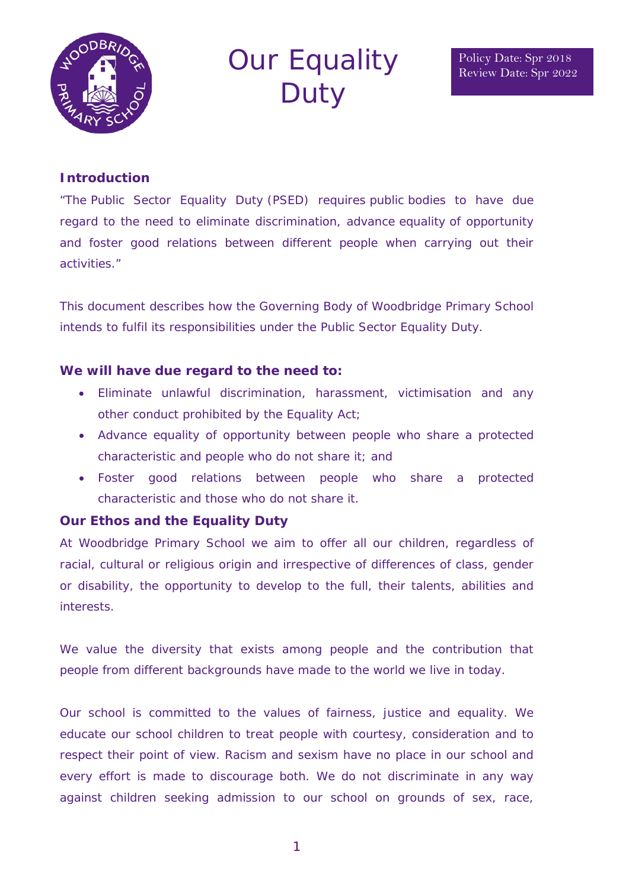# Our Equality Duty

Policy Date: Spr 2018
Review Date: Spr 2022

## Introduction

"The Public Sector Equality Duty (PSED) requires public bodies to have due regard to the need to eliminate discrimination, advance equality of opportunity and foster good relations between different people when carrying out their activities."

This document describes how the Governing Body of Woodbridge Primary School intends to fulfil its responsibilities under the Public Sector Equality Duty.

### We will have due regard to the need to:

- Eliminate unlawful discrimination, harassment, victimisation and any other conduct prohibited by the Equality Act;
- Advance equality of opportunity between people who share a protected characteristic and people who do not share it; and
- Foster good relations between people who share a protected characteristic and those who do not share it.

## Our Ethos and the Equality Duty

At Woodbridge Primary School we aim to offer all our children, regardless of racial, cultural or religious origin and irrespective of differences of class, gender or disability, the opportunity to develop to the full, their talents, abilities and interests.

We value the diversity that exists among people and the contribution that people from different backgrounds have made to the world we live in today.

Our school is committed to the values of fairness, justice and equality. We educate our school children to treat people with courtesy, consideration and to respect their point of view. Racism and sexism have no place in our school and every effort is made to discourage both. We do not discriminate in any way against children seeking admission to our school on grounds of sex, race,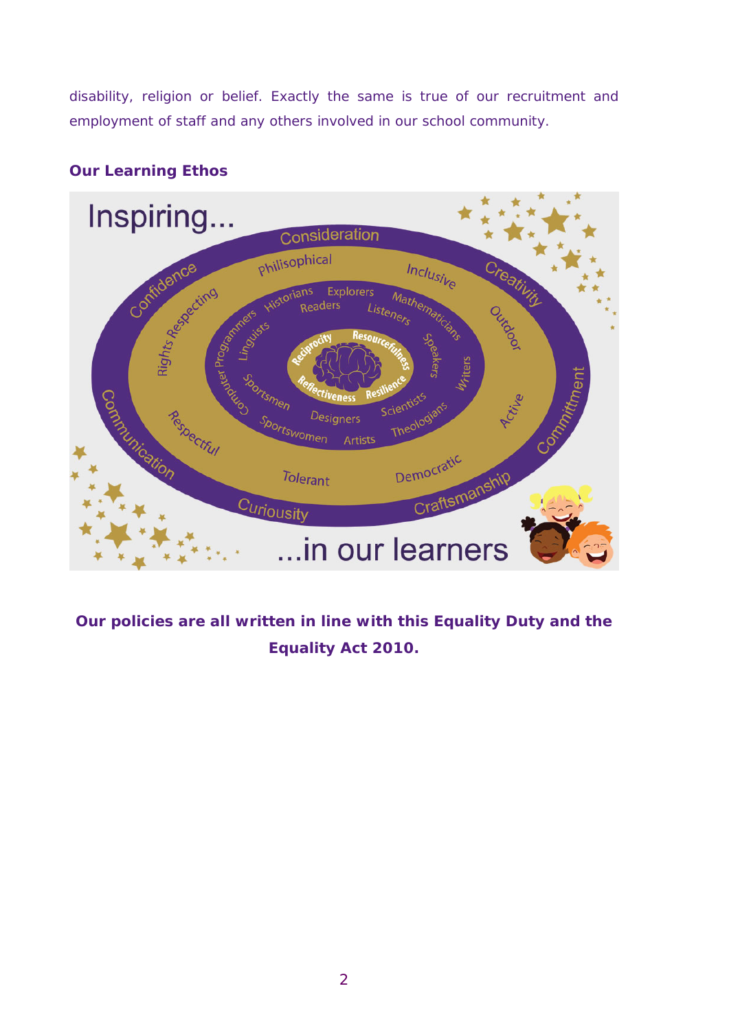disability, religion or belief. Exactly the same is true of our recruitment and employment of staff and any others involved in our school community.

**Our Learning Ethos**

Inspiring...

Consideration
Confidence
Creativity
Commitment
Communication
Curiousity
Craftsmanship

Philisophical
Inclusive
Rights Respecting
Outdoor
Active
Respectful
Tolerant
Democratic

Historians
Explorers
Readers
Listeners
Mathematicians
Linguists
Computer Programmers
Speakers
Writers
Sportsmen
Designers
Scientists
Sportswomen
Artists
Theologians

Reciprocity
Resourcefulness
Reflectiveness
Resilience

...in our learners

**Our policies are all written in line with this Equality Duty and the Equality Act 2010.**